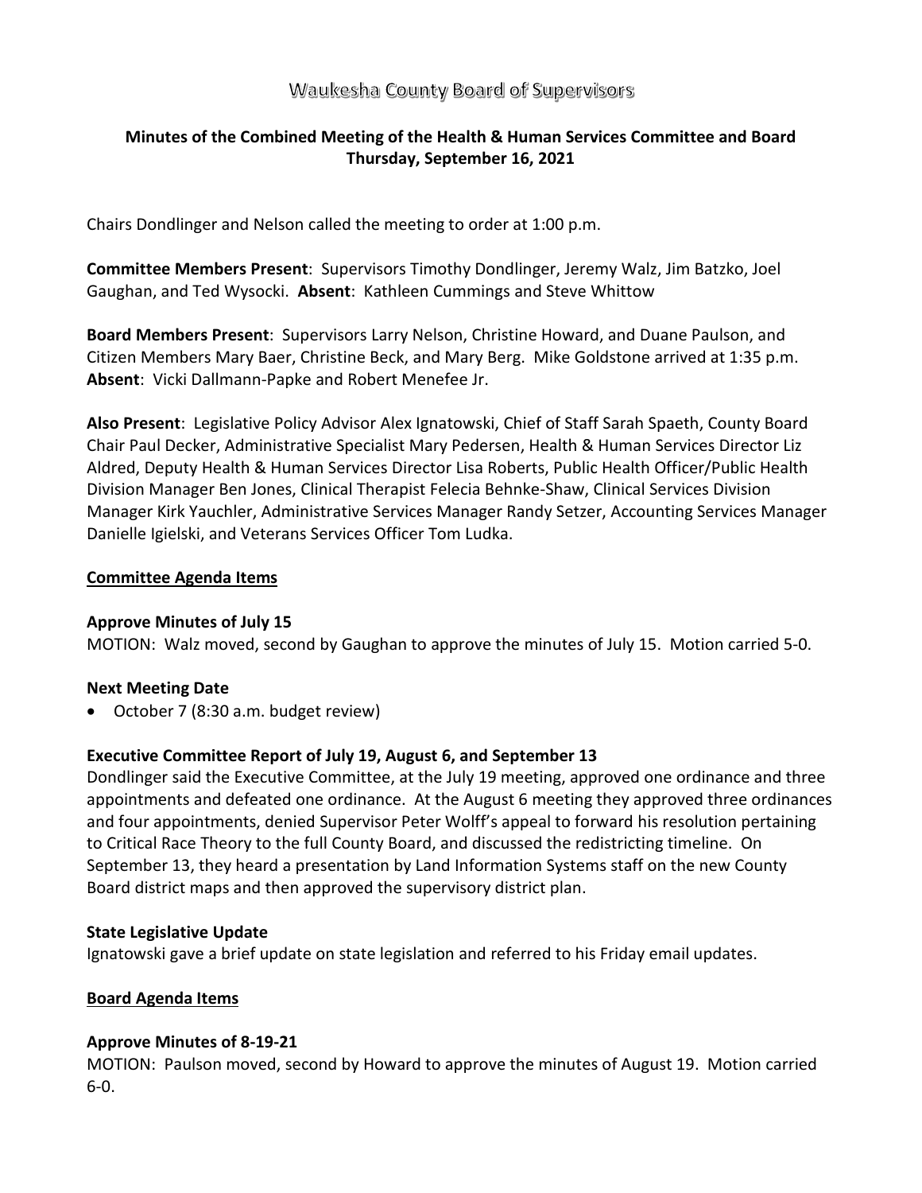# Waukesha County Board of Supervisors

## Minutes of the Combined Meeting of the Health & Human Services Committee and Board Thursday, September 16, 2021

Chairs Dondlinger and Nelson called the meeting to order at 1:00 p.m.

**Committee Members Present**: Supervisors Timothy Dondlinger, Jeremy Walz, Jim Batzko, Joel Gaughan, and Ted Wysocki. **Absent**: Kathleen Cummings and Steve Whittow

**Board Members Present**: Supervisors Larry Nelson, Christine Howard, and Duane Paulson, and Citizen Members Mary Baer, Christine Beck, and Mary Berg. Mike Goldstone arrived at 1:35 p.m. **Absent**: Vicki Dallmann-Papke and Robert Menefee Jr.

**Also Present**: Legislative Policy Advisor Alex Ignatowski, Chief of Staff Sarah Spaeth, County Board Chair Paul Decker, Administrative Specialist Mary Pedersen, Health & Human Services Director Liz Aldred, Deputy Health & Human Services Director Lisa Roberts, Public Health Officer/Public Health Division Manager Ben Jones, Clinical Therapist Felecia Behnke-Shaw, Clinical Services Division Manager Kirk Yauchler, Administrative Services Manager Randy Setzer, Accounting Services Manager Danielle Igielski, and Veterans Services Officer Tom Ludka.

### Committee Agenda Items

**Approve Minutes of July 15**

MOTION: Walz moved, second by Gaughan to approve the minutes of July 15. Motion carried 5-0.

**Next Meeting Date**

- October 7 (8:30 a.m. budget review)

**Executive Committee Report of July 19, August 6, and September 13**

Dondlinger said the Executive Committee, at the July 19 meeting, approved one ordinance and three appointments and defeated one ordinance. At the August 6 meeting they approved three ordinances and four appointments, denied Supervisor Peter Wolff's appeal to forward his resolution pertaining to Critical Race Theory to the full County Board, and discussed the redistricting timeline. On September 13, they heard a presentation by Land Information Systems staff on the new County Board district maps and then approved the supervisory district plan.

**State Legislative Update**

Ignatowski gave a brief update on state legislation and referred to his Friday email updates.

### Board Agenda Items

**Approve Minutes of 8-19-21**

MOTION: Paulson moved, second by Howard to approve the minutes of August 19. Motion carried 6-0.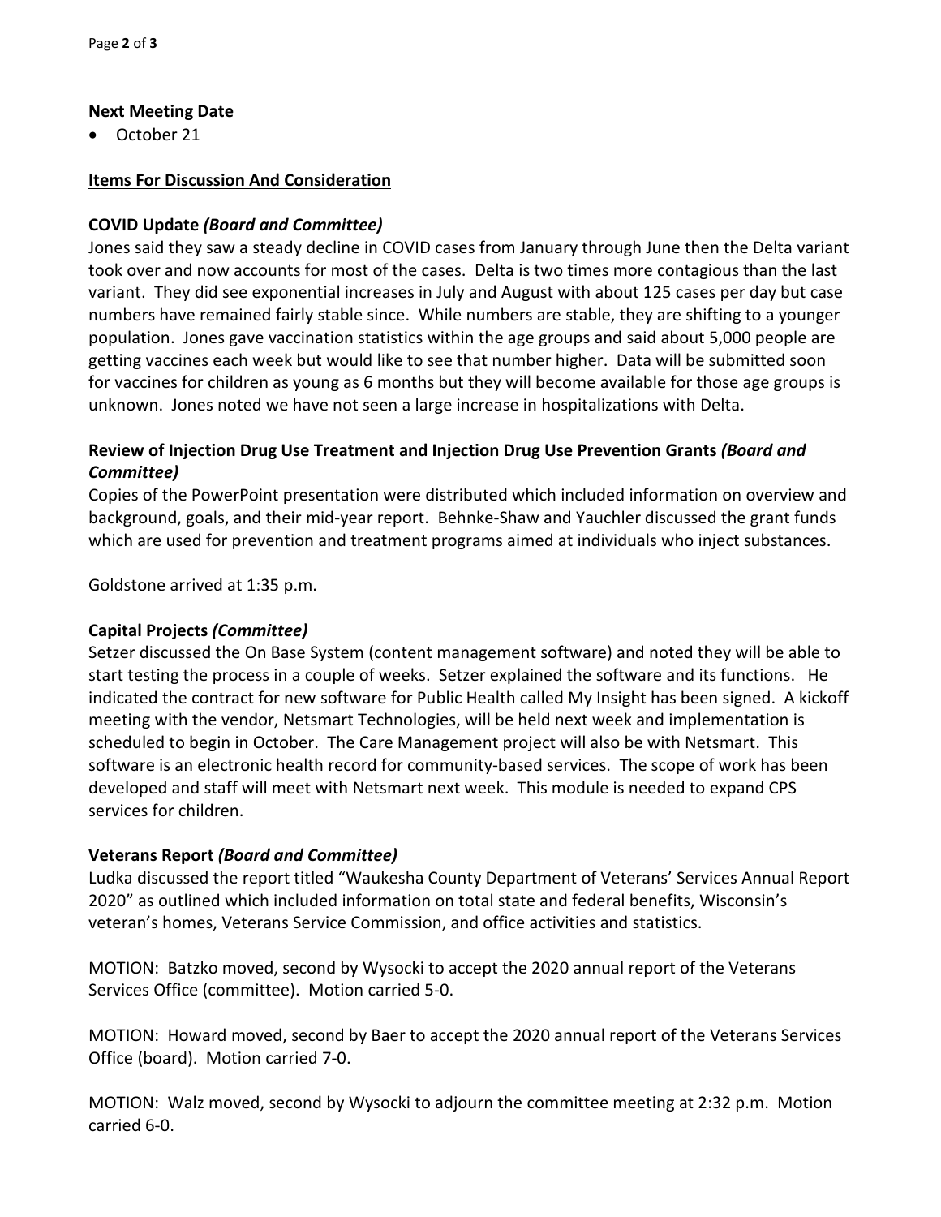**Next Meeting Date**

- October 21

**Items For Discussion And Consideration**

**COVID Update *(Board and Committee)***

Jones said they saw a steady decline in COVID cases from January through June then the Delta variant took over and now accounts for most of the cases. Delta is two times more contagious than the last variant. They did see exponential increases in July and August with about 125 cases per day but case numbers have remained fairly stable since. While numbers are stable, they are shifting to a younger population. Jones gave vaccination statistics within the age groups and said about 5,000 people are getting vaccines each week but would like to see that number higher. Data will be submitted soon for vaccines for children as young as 6 months but they will become available for those age groups is unknown. Jones noted we have not seen a large increase in hospitalizations with Delta.

**Review of Injection Drug Use Treatment and Injection Drug Use Prevention Grants *(Board and Committee)***

Copies of the PowerPoint presentation were distributed which included information on overview and background, goals, and their mid-year report. Behnke-Shaw and Yauchler discussed the grant funds which are used for prevention and treatment programs aimed at individuals who inject substances.

Goldstone arrived at 1:35 p.m.

**Capital Projects *(Committee)***

Setzer discussed the On Base System (content management software) and noted they will be able to start testing the process in a couple of weeks. Setzer explained the software and its functions. He indicated the contract for new software for Public Health called My Insight has been signed. A kickoff meeting with the vendor, Netsmart Technologies, will be held next week and implementation is scheduled to begin in October. The Care Management project will also be with Netsmart. This software is an electronic health record for community-based services. The scope of work has been developed and staff will meet with Netsmart next week. This module is needed to expand CPS services for children.

**Veterans Report *(Board and Committee)***

Ludka discussed the report titled "Waukesha County Department of Veterans' Services Annual Report 2020" as outlined which included information on total state and federal benefits, Wisconsin's veteran's homes, Veterans Service Commission, and office activities and statistics.

MOTION: Batzko moved, second by Wysocki to accept the 2020 annual report of the Veterans Services Office (committee). Motion carried 5-0.

MOTION: Howard moved, second by Baer to accept the 2020 annual report of the Veterans Services Office (board). Motion carried 7-0.

MOTION: Walz moved, second by Wysocki to adjourn the committee meeting at 2:32 p.m. Motion carried 6-0.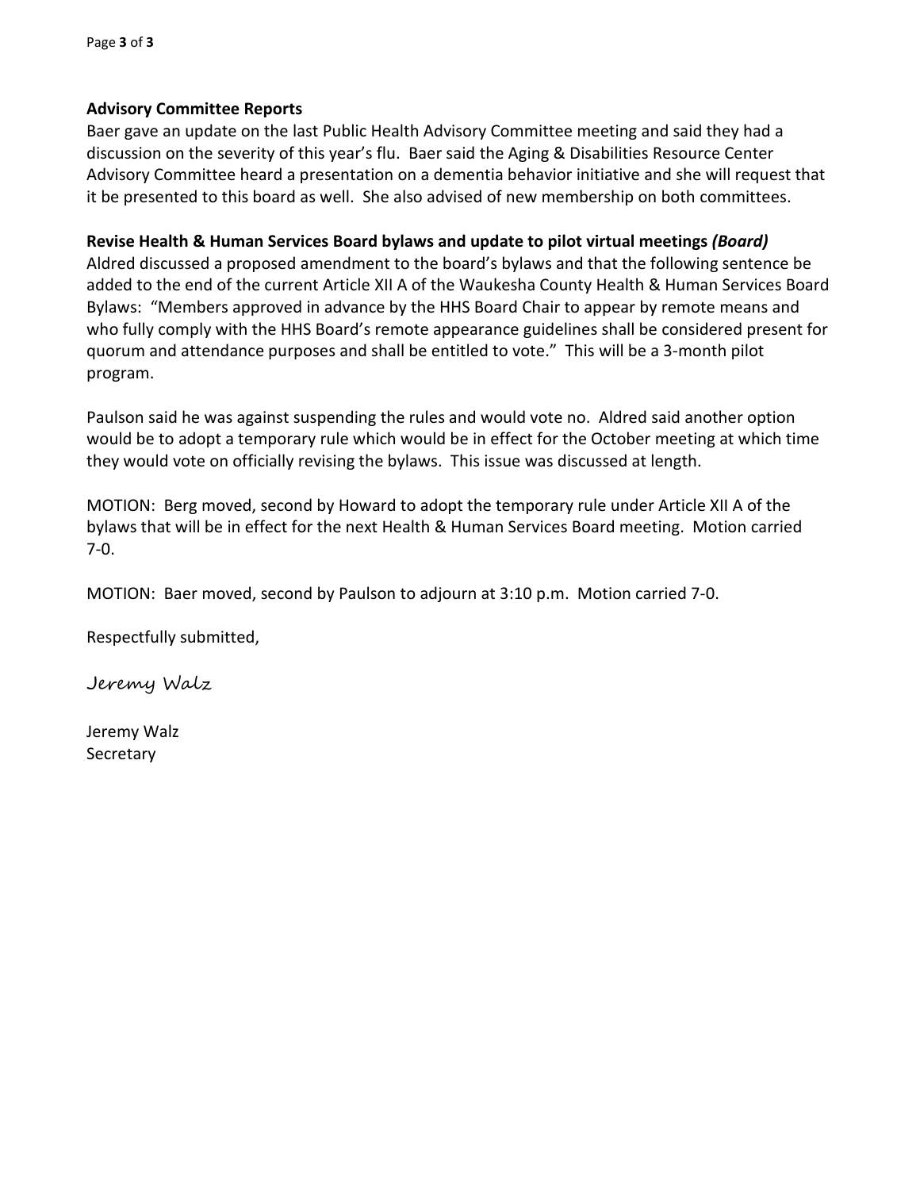**Advisory Committee Reports**
Baer gave an update on the last Public Health Advisory Committee meeting and said they had a discussion on the severity of this year's flu. Baer said the Aging & Disabilities Resource Center Advisory Committee heard a presentation on a dementia behavior initiative and she will request that it be presented to this board as well. She also advised of new membership on both committees.

**Revise Health & Human Services Board bylaws and update to pilot virtual meetings *(Board)***
Aldred discussed a proposed amendment to the board's bylaws and that the following sentence be added to the end of the current Article XII A of the Waukesha County Health & Human Services Board Bylaws: "Members approved in advance by the HHS Board Chair to appear by remote means and who fully comply with the HHS Board's remote appearance guidelines shall be considered present for quorum and attendance purposes and shall be entitled to vote." This will be a 3-month pilot program.

Paulson said he was against suspending the rules and would vote no. Aldred said another option would be to adopt a temporary rule which would be in effect for the October meeting at which time they would vote on officially revising the bylaws. This issue was discussed at length.

MOTION: Berg moved, second by Howard to adopt the temporary rule under Article XII A of the bylaws that will be in effect for the next Health & Human Services Board meeting. Motion carried 7-0.

MOTION: Baer moved, second by Paulson to adjourn at 3:10 p.m. Motion carried 7-0.

Respectfully submitted,

*Jeremy Walz*

Jeremy Walz
Secretary